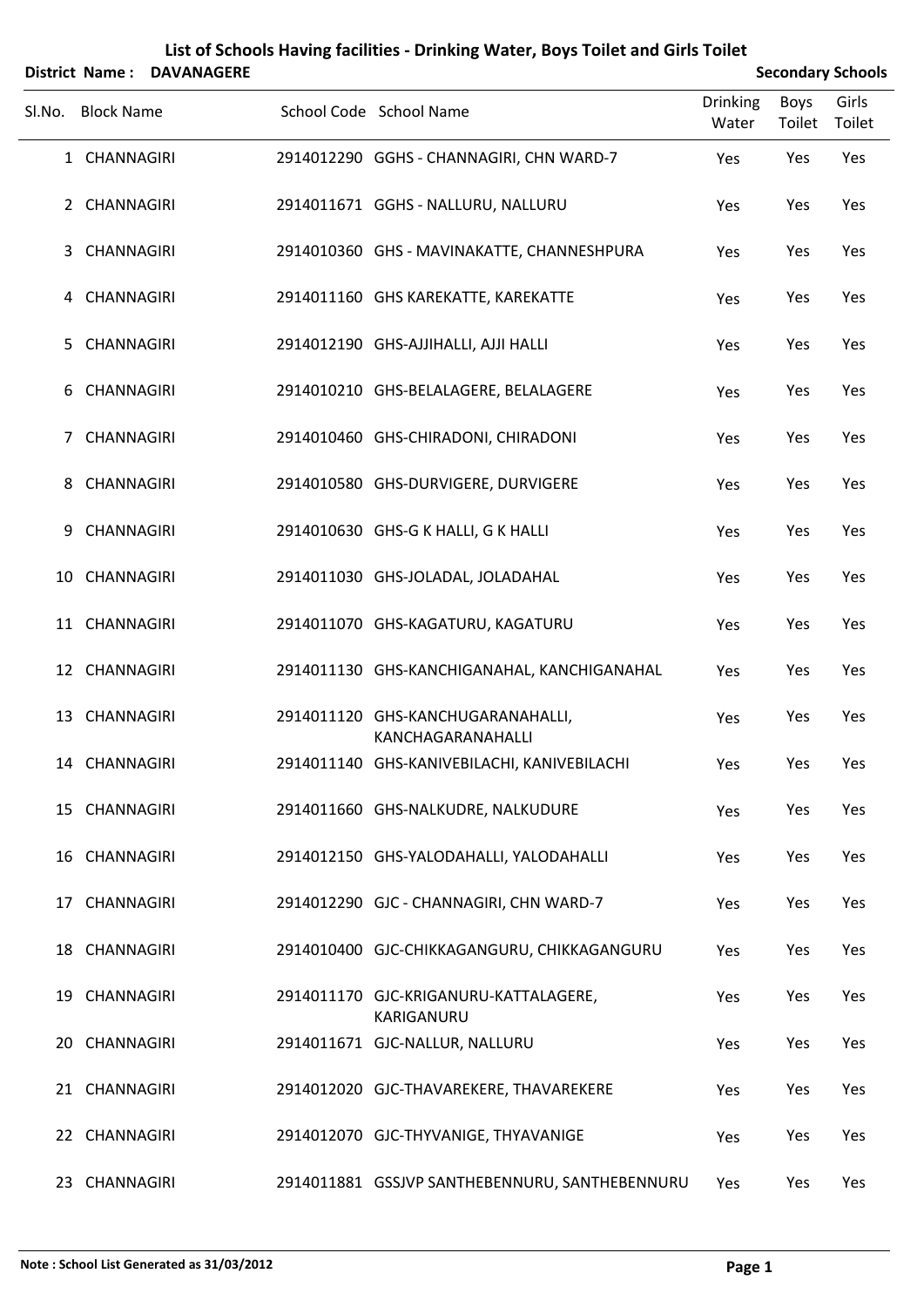# List of Schools Having facilities - Drinking Water, Boys Toilet and Girls Toilet

**District Name : DAVANAGERE** **Secondary Schools**

| Sl.No. | Block Name | School Code | School Name | Drinking Water | Boys Toilet | Girls Toilet |
|---|---|---|---|---|---|---|
| 1 | CHANNAGIRI | 2914012290 | GGHS - CHANNAGIRI, CHN WARD-7 | Yes | Yes | Yes |
| 2 | CHANNAGIRI | 2914011671 | GGHS - NALLURU, NALLURU | Yes | Yes | Yes |
| 3 | CHANNAGIRI | 2914010360 | GHS - MAVINAKATTE, CHANNESHPURA | Yes | Yes | Yes |
| 4 | CHANNAGIRI | 2914011160 | GHS KAREKATTE, KAREKATTE | Yes | Yes | Yes |
| 5 | CHANNAGIRI | 2914012190 | GHS-AJJIHALLI, AJJI HALLI | Yes | Yes | Yes |
| 6 | CHANNAGIRI | 2914010210 | GHS-BELALAGERE, BELALAGERE | Yes | Yes | Yes |
| 7 | CHANNAGIRI | 2914010460 | GHS-CHIRADONI, CHIRADONI | Yes | Yes | Yes |
| 8 | CHANNAGIRI | 2914010580 | GHS-DURVIGERE, DURVIGERE | Yes | Yes | Yes |
| 9 | CHANNAGIRI | 2914010630 | GHS-G K HALLI, G K HALLI | Yes | Yes | Yes |
| 10 | CHANNAGIRI | 2914011030 | GHS-JOLADAL, JOLADAHAL | Yes | Yes | Yes |
| 11 | CHANNAGIRI | 2914011070 | GHS-KAGATURU, KAGATURU | Yes | Yes | Yes |
| 12 | CHANNAGIRI | 2914011130 | GHS-KANCHIGANAHAL, KANCHIGANAHAL | Yes | Yes | Yes |
| 13 | CHANNAGIRI | 2914011120 | GHS-KANCHUGARANAHALLI, KANCHAGARANAHALLI | Yes | Yes | Yes |
| 14 | CHANNAGIRI | 2914011140 | GHS-KANIVEBILACHI, KANIVEBILACHI | Yes | Yes | Yes |
| 15 | CHANNAGIRI | 2914011660 | GHS-NALKUDRE, NALKUDURE | Yes | Yes | Yes |
| 16 | CHANNAGIRI | 2914012150 | GHS-YALODAHALLI, YALODAHALLI | Yes | Yes | Yes |
| 17 | CHANNAGIRI | 2914012290 | GJC - CHANNAGIRI, CHN WARD-7 | Yes | Yes | Yes |
| 18 | CHANNAGIRI | 2914010400 | GJC-CHIKKAGANGURU, CHIKKAGANGURU | Yes | Yes | Yes |
| 19 | CHANNAGIRI | 2914011170 | GJC-KRIGANURU-KATTALAGERE, KARIGANURU | Yes | Yes | Yes |
| 20 | CHANNAGIRI | 2914011671 | GJC-NALLUR, NALLURU | Yes | Yes | Yes |
| 21 | CHANNAGIRI | 2914012020 | GJC-THAVAREKERE, THAVAREKERE | Yes | Yes | Yes |
| 22 | CHANNAGIRI | 2914012070 | GJC-THYVANIGE, THYAVANIGE | Yes | Yes | Yes |
| 23 | CHANNAGIRI | 2914011881 | GSSJVP SANTHEBENNURU, SANTHEBENNURU | Yes | Yes | Yes |

**Note : School List Generated as 31/03/2012**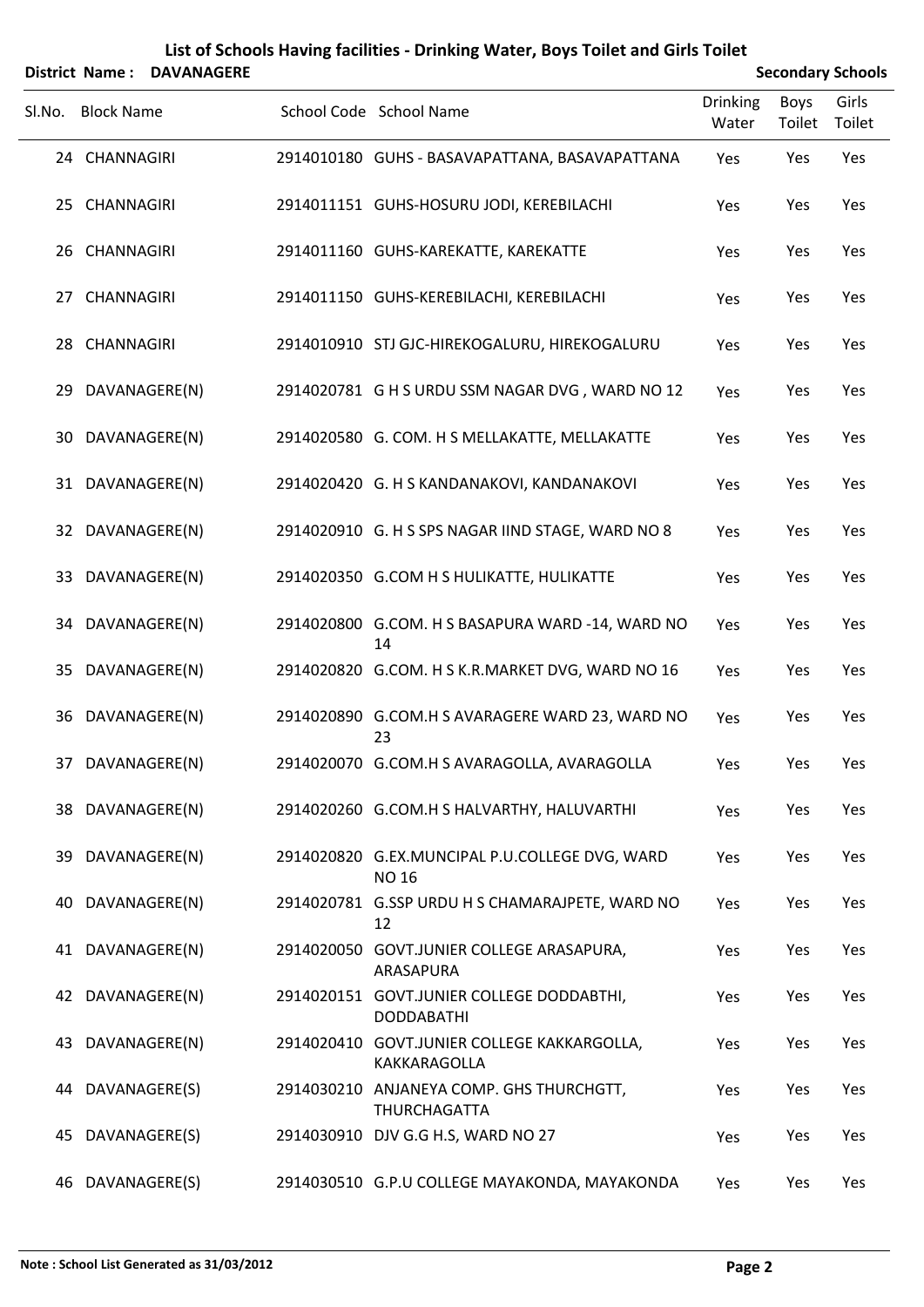## List of Schools Having facilities - Drinking Water, Boys Toilet and Girls Toilet

**District Name : DAVANAGERE** **Secondary Schools**

| Sl.No. | Block Name | School Code | School Name | Drinking Water | Boys Toilet | Girls Toilet |
|---|---|---|---|---|---|---|
| 24 | CHANNAGIRI | 2914010180 | GUHS - BASAVAPATTANA, BASAVAPATTANA | Yes | Yes | Yes |
| 25 | CHANNAGIRI | 2914011151 | GUHS-HOSURU JODI, KEREBILACHI | Yes | Yes | Yes |
| 26 | CHANNAGIRI | 2914011160 | GUHS-KAREKATTE, KAREKATTE | Yes | Yes | Yes |
| 27 | CHANNAGIRI | 2914011150 | GUHS-KEREBILACHI, KEREBILACHI | Yes | Yes | Yes |
| 28 | CHANNAGIRI | 2914010910 | STJ GJC-HIREKOGALURU, HIREKOGALURU | Yes | Yes | Yes |
| 29 | DAVANAGERE(N) | 2914020781 | G H S URDU SSM NAGAR DVG , WARD NO 12 | Yes | Yes | Yes |
| 30 | DAVANAGERE(N) | 2914020580 | G. COM. H S MELLAKATTE, MELLAKATTE | Yes | Yes | Yes |
| 31 | DAVANAGERE(N) | 2914020420 | G. H S KANDANAKOVI, KANDANAKOVI | Yes | Yes | Yes |
| 32 | DAVANAGERE(N) | 2914020910 | G. H S SPS NAGAR IIND STAGE, WARD NO 8 | Yes | Yes | Yes |
| 33 | DAVANAGERE(N) | 2914020350 | G.COM H S HULIKATTE, HULIKATTE | Yes | Yes | Yes |
| 34 | DAVANAGERE(N) | 2914020800 | G.COM. H S BASAPURA WARD -14, WARD NO 14 | Yes | Yes | Yes |
| 35 | DAVANAGERE(N) | 2914020820 | G.COM. H S K.R.MARKET DVG, WARD NO 16 | Yes | Yes | Yes |
| 36 | DAVANAGERE(N) | 2914020890 | G.COM.H S AVARAGERE WARD 23, WARD NO 23 | Yes | Yes | Yes |
| 37 | DAVANAGERE(N) | 2914020070 | G.COM.H S AVARAGOLLA, AVARAGOLLA | Yes | Yes | Yes |
| 38 | DAVANAGERE(N) | 2914020260 | G.COM.H S HALVARTHY, HALUVARTHI | Yes | Yes | Yes |
| 39 | DAVANAGERE(N) | 2914020820 | G.EX.MUNCIPAL P.U.COLLEGE DVG, WARD NO 16 | Yes | Yes | Yes |
| 40 | DAVANAGERE(N) | 2914020781 | G.SSP URDU H S CHAMARAJPETE, WARD NO 12 | Yes | Yes | Yes |
| 41 | DAVANAGERE(N) | 2914020050 | GOVT.JUNIER COLLEGE ARASAPURA, ARASAPURA | Yes | Yes | Yes |
| 42 | DAVANAGERE(N) | 2914020151 | GOVT.JUNIER COLLEGE DODDABTHI, DODDABATHI | Yes | Yes | Yes |
| 43 | DAVANAGERE(N) | 2914020410 | GOVT.JUNIER COLLEGE KAKKARGOLLA, KAKKARAGOLLA | Yes | Yes | Yes |
| 44 | DAVANAGERE(S) | 2914030210 | ANJANEYA COMP. GHS THURCHGTT, THURCHAGATTA | Yes | Yes | Yes |
| 45 | DAVANAGERE(S) | 2914030910 | DJV G.G H.S, WARD NO 27 | Yes | Yes | Yes |
| 46 | DAVANAGERE(S) | 2914030510 | G.P.U COLLEGE MAYAKONDA, MAYAKONDA | Yes | Yes | Yes |

**Note : School List Generated as 31/03/2012**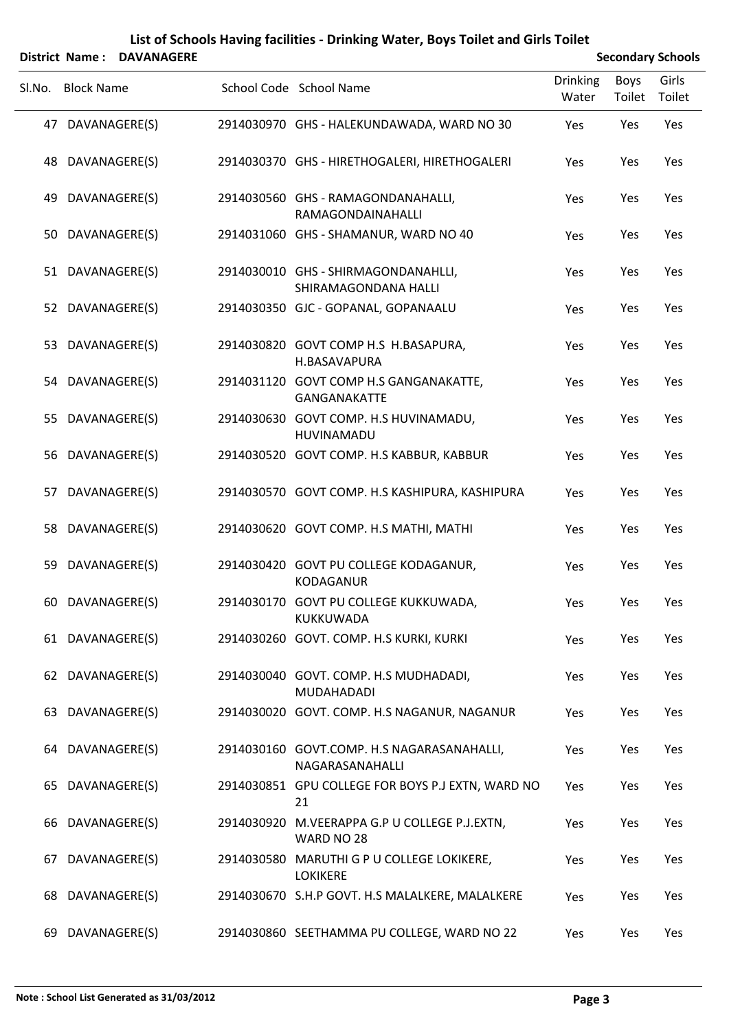# List of Schools Having facilities - Drinking Water, Boys Toilet and Girls Toilet

**District Name : DAVANAGERE** **Secondary Schools**

| Sl.No. | Block Name | School Code | School Name | Drinking Water | Boys Toilet | Girls Toilet |
|---|---|---|---|---|---|---|
| 47 | DAVANAGERE(S) | 2914030970 | GHS - HALEKUNDAWADA, WARD NO 30 | Yes | Yes | Yes |
| 48 | DAVANAGERE(S) | 2914030370 | GHS - HIRETHOGALERI, HIRETHOGALERI | Yes | Yes | Yes |
| 49 | DAVANAGERE(S) | 2914030560 | GHS - RAMAGONDANAHALLI, RAMAGONDAINAHALLI | Yes | Yes | Yes |
| 50 | DAVANAGERE(S) | 2914031060 | GHS - SHAMANUR, WARD NO 40 | Yes | Yes | Yes |
| 51 | DAVANAGERE(S) | 2914030010 | GHS - SHIRMAGONDANAHLLI, SHIRAMAGONDANA HALLI | Yes | Yes | Yes |
| 52 | DAVANAGERE(S) | 2914030350 | GJC - GOPANAL, GOPANAALU | Yes | Yes | Yes |
| 53 | DAVANAGERE(S) | 2914030820 | GOVT COMP H.S H.BASAPURA, H.BASAVAPURA | Yes | Yes | Yes |
| 54 | DAVANAGERE(S) | 2914031120 | GOVT COMP H.S GANGANAKATTE, GANGANAKATTE | Yes | Yes | Yes |
| 55 | DAVANAGERE(S) | 2914030630 | GOVT COMP. H.S HUVINAMADU, HUVINAMADU | Yes | Yes | Yes |
| 56 | DAVANAGERE(S) | 2914030520 | GOVT COMP. H.S KABBUR, KABBUR | Yes | Yes | Yes |
| 57 | DAVANAGERE(S) | 2914030570 | GOVT COMP. H.S KASHIPURA, KASHIPURA | Yes | Yes | Yes |
| 58 | DAVANAGERE(S) | 2914030620 | GOVT COMP. H.S MATHI, MATHI | Yes | Yes | Yes |
| 59 | DAVANAGERE(S) | 2914030420 | GOVT PU COLLEGE KODAGANUR, KODAGANUR | Yes | Yes | Yes |
| 60 | DAVANAGERE(S) | 2914030170 | GOVT PU COLLEGE KUKKUWADA, KUKKUWADA | Yes | Yes | Yes |
| 61 | DAVANAGERE(S) | 2914030260 | GOVT. COMP. H.S KURKI, KURKI | Yes | Yes | Yes |
| 62 | DAVANAGERE(S) | 2914030040 | GOVT. COMP. H.S MUDHADADI, MUDAHADADI | Yes | Yes | Yes |
| 63 | DAVANAGERE(S) | 2914030020 | GOVT. COMP. H.S NAGANUR, NAGANUR | Yes | Yes | Yes |
| 64 | DAVANAGERE(S) | 2914030160 | GOVT.COMP. H.S NAGARASANAHALLI, NAGARASANAHALLI | Yes | Yes | Yes |
| 65 | DAVANAGERE(S) | 2914030851 | GPU COLLEGE FOR BOYS P.J EXTN, WARD NO 21 | Yes | Yes | Yes |
| 66 | DAVANAGERE(S) | 2914030920 | M.VEERAPPA G.P U COLLEGE P.J.EXTN, WARD NO 28 | Yes | Yes | Yes |
| 67 | DAVANAGERE(S) | 2914030580 | MARUTHI G P U COLLEGE LOKIKERE, LOKIKERE | Yes | Yes | Yes |
| 68 | DAVANAGERE(S) | 2914030670 | S.H.P GOVT. H.S MALALKERE, MALALKERE | Yes | Yes | Yes |
| 69 | DAVANAGERE(S) | 2914030860 | SEETHAMMA PU COLLEGE, WARD NO 22 | Yes | Yes | Yes |

**Note : School List Generated as 31/03/2012**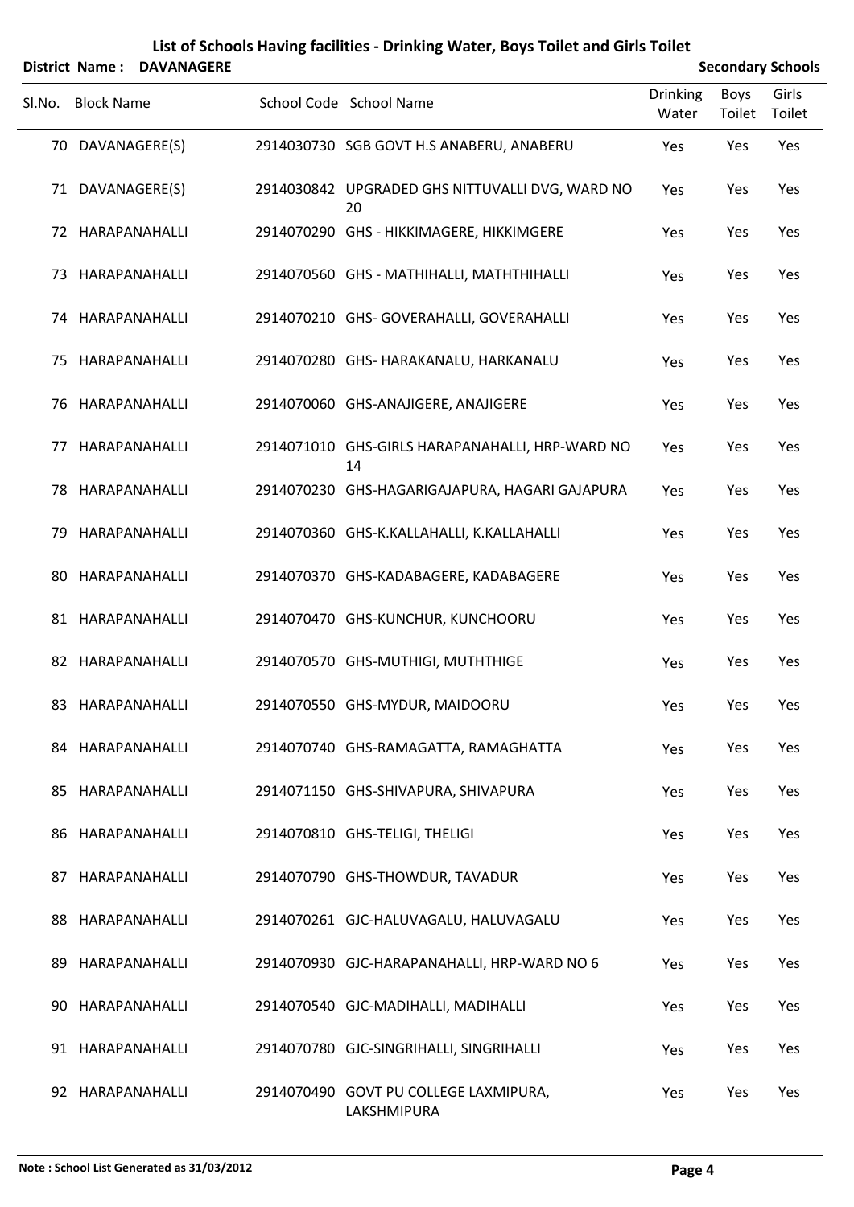## List of Schools Having facilities - Drinking Water, Boys Toilet and Girls Toilet

**District Name : DAVANAGERE** **Secondary Schools**

| Sl.No. | Block Name | School Code | School Name | Drinking Water | Boys Toilet | Girls Toilet |
|---|---|---|---|---|---|---|
| 70 | DAVANAGERE(S) | 2914030730 | SGB GOVT H.S ANABERU, ANABERU | Yes | Yes | Yes |
| 71 | DAVANAGERE(S) | 2914030842 | UPGRADED GHS NITTUVALLI DVG, WARD NO 20 | Yes | Yes | Yes |
| 72 | HARAPANAHALLI | 2914070290 | GHS - HIKKIMAGERE, HIKKIMGERE | Yes | Yes | Yes |
| 73 | HARAPANAHALLI | 2914070560 | GHS - MATHIHALLI, MATHTHIHALLI | Yes | Yes | Yes |
| 74 | HARAPANAHALLI | 2914070210 | GHS- GOVERAHALLI, GOVERAHALLI | Yes | Yes | Yes |
| 75 | HARAPANAHALLI | 2914070280 | GHS- HARAKANALU, HARKANALU | Yes | Yes | Yes |
| 76 | HARAPANAHALLI | 2914070060 | GHS-ANAJIGERE, ANAJIGERE | Yes | Yes | Yes |
| 77 | HARAPANAHALLI | 2914071010 | GHS-GIRLS HARAPANAHALLI, HRP-WARD NO 14 | Yes | Yes | Yes |
| 78 | HARAPANAHALLI | 2914070230 | GHS-HAGARIGAJAPURA, HAGARI GAJAPURA | Yes | Yes | Yes |
| 79 | HARAPANAHALLI | 2914070360 | GHS-K.KALLAHALLI, K.KALLAHALLI | Yes | Yes | Yes |
| 80 | HARAPANAHALLI | 2914070370 | GHS-KADABAGERE, KADABAGERE | Yes | Yes | Yes |
| 81 | HARAPANAHALLI | 2914070470 | GHS-KUNCHUR, KUNCHOORU | Yes | Yes | Yes |
| 82 | HARAPANAHALLI | 2914070570 | GHS-MUTHIGI, MUTHTHIGE | Yes | Yes | Yes |
| 83 | HARAPANAHALLI | 2914070550 | GHS-MYDUR, MAIDOORU | Yes | Yes | Yes |
| 84 | HARAPANAHALLI | 2914070740 | GHS-RAMAGATTA, RAMAGHATTA | Yes | Yes | Yes |
| 85 | HARAPANAHALLI | 2914071150 | GHS-SHIVAPURA, SHIVAPURA | Yes | Yes | Yes |
| 86 | HARAPANAHALLI | 2914070810 | GHS-TELIGI, THELIGI | Yes | Yes | Yes |
| 87 | HARAPANAHALLI | 2914070790 | GHS-THOWDUR, TAVADUR | Yes | Yes | Yes |
| 88 | HARAPANAHALLI | 2914070261 | GJC-HALUVAGALU, HALUVAGALU | Yes | Yes | Yes |
| 89 | HARAPANAHALLI | 2914070930 | GJC-HARAPANAHALLI, HRP-WARD NO 6 | Yes | Yes | Yes |
| 90 | HARAPANAHALLI | 2914070540 | GJC-MADIHALLI, MADIHALLI | Yes | Yes | Yes |
| 91 | HARAPANAHALLI | 2914070780 | GJC-SINGRIHALLI, SINGRIHALLI | Yes | Yes | Yes |
| 92 | HARAPANAHALLI | 2914070490 | GOVT PU COLLEGE LAXMIPURA, LAKSHMIPURA | Yes | Yes | Yes |

**Note : School List Generated as 31/03/2012**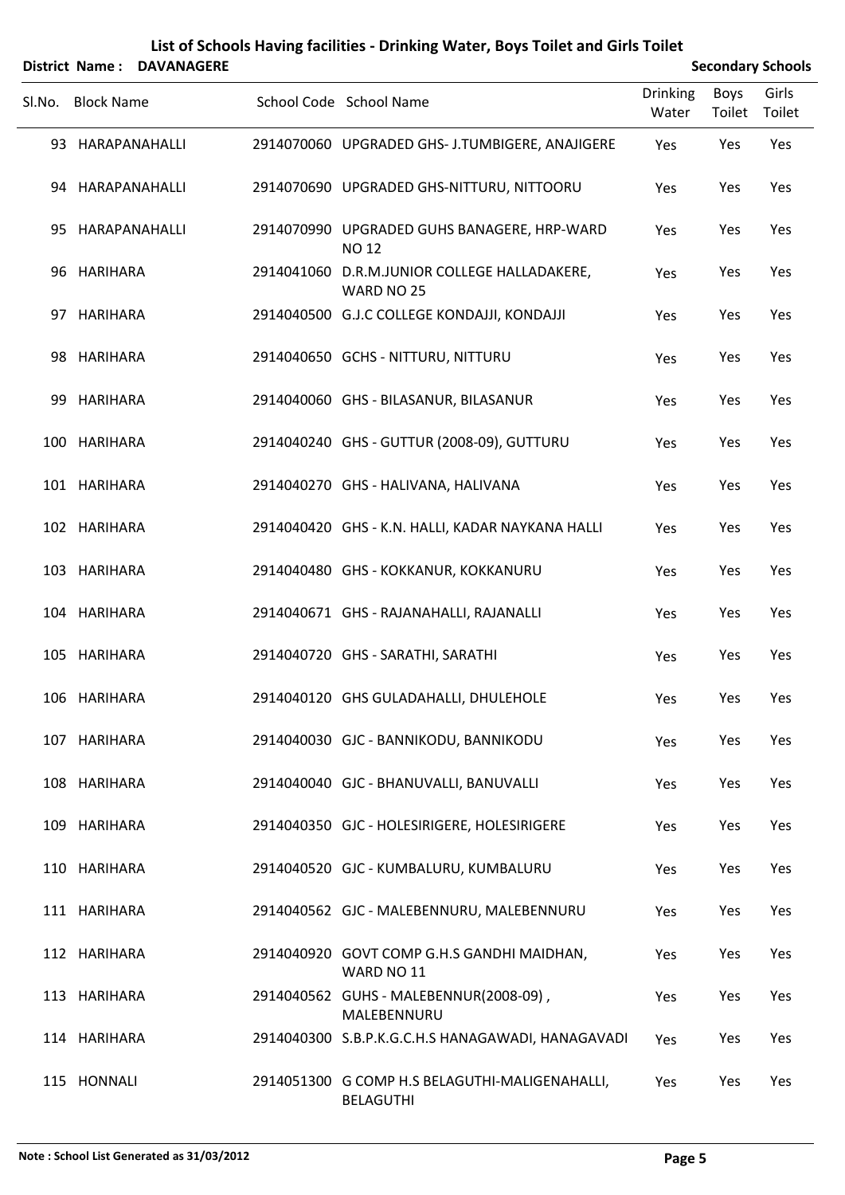## List of Schools Having facilities - Drinking Water, Boys Toilet and Girls Toilet

**District Name : DAVANAGERE** **Secondary Schools**

| Sl.No. | Block Name | School Code | School Name | Drinking Water | Boys Toilet | Girls Toilet |
|---|---|---|---|---|---|---|
| 93 | HARAPANAHALLI | 2914070060 | UPGRADED GHS- J.TUMBIGERE, ANAJIGERE | Yes | Yes | Yes |
| 94 | HARAPANAHALLI | 2914070690 | UPGRADED GHS-NITTURU, NITTOORU | Yes | Yes | Yes |
| 95 | HARAPANAHALLI | 2914070990 | UPGRADED GUHS BANAGERE, HRP-WARD NO 12 | Yes | Yes | Yes |
| 96 | HARIHARA | 2914041060 | D.R.M.JUNIOR COLLEGE HALLADAKERE, WARD NO 25 | Yes | Yes | Yes |
| 97 | HARIHARA | 2914040500 | G.J.C COLLEGE KONDAJJI, KONDAJJI | Yes | Yes | Yes |
| 98 | HARIHARA | 2914040650 | GCHS - NITTURU, NITTURU | Yes | Yes | Yes |
| 99 | HARIHARA | 2914040060 | GHS - BILASANUR, BILASANUR | Yes | Yes | Yes |
| 100 | HARIHARA | 2914040240 | GHS - GUTTUR (2008-09), GUTTURU | Yes | Yes | Yes |
| 101 | HARIHARA | 2914040270 | GHS - HALIVANA, HALIVANA | Yes | Yes | Yes |
| 102 | HARIHARA | 2914040420 | GHS - K.N. HALLI, KADAR NAYKANA HALLI | Yes | Yes | Yes |
| 103 | HARIHARA | 2914040480 | GHS - KOKKANUR, KOKKANURU | Yes | Yes | Yes |
| 104 | HARIHARA | 2914040671 | GHS - RAJANAHALLI, RAJANALLI | Yes | Yes | Yes |
| 105 | HARIHARA | 2914040720 | GHS - SARATHI, SARATHI | Yes | Yes | Yes |
| 106 | HARIHARA | 2914040120 | GHS GULADAHALLI, DHULEHOLE | Yes | Yes | Yes |
| 107 | HARIHARA | 2914040030 | GJC - BANNIKODU, BANNIKODU | Yes | Yes | Yes |
| 108 | HARIHARA | 2914040040 | GJC - BHANUVALLI, BANUVALLI | Yes | Yes | Yes |
| 109 | HARIHARA | 2914040350 | GJC - HOLESIRIGERE, HOLESIRIGERE | Yes | Yes | Yes |
| 110 | HARIHARA | 2914040520 | GJC - KUMBALURU, KUMBALURU | Yes | Yes | Yes |
| 111 | HARIHARA | 2914040562 | GJC - MALEBENNURU, MALEBENNURU | Yes | Yes | Yes |
| 112 | HARIHARA | 2914040920 | GOVT COMP G.H.S GANDHI MAIDHAN, WARD NO 11 | Yes | Yes | Yes |
| 113 | HARIHARA | 2914040562 | GUHS - MALEBENNUR(2008-09) , MALEBENNURU | Yes | Yes | Yes |
| 114 | HARIHARA | 2914040300 | S.B.P.K.G.C.H.S HANAGAWADI, HANAGAVADI | Yes | Yes | Yes |
| 115 | HONNALI | 2914051300 | G COMP H.S BELAGUTHI-MALIGENAHALLI, BELAGUTHI | Yes | Yes | Yes |

**Note : School List Generated as 31/03/2012**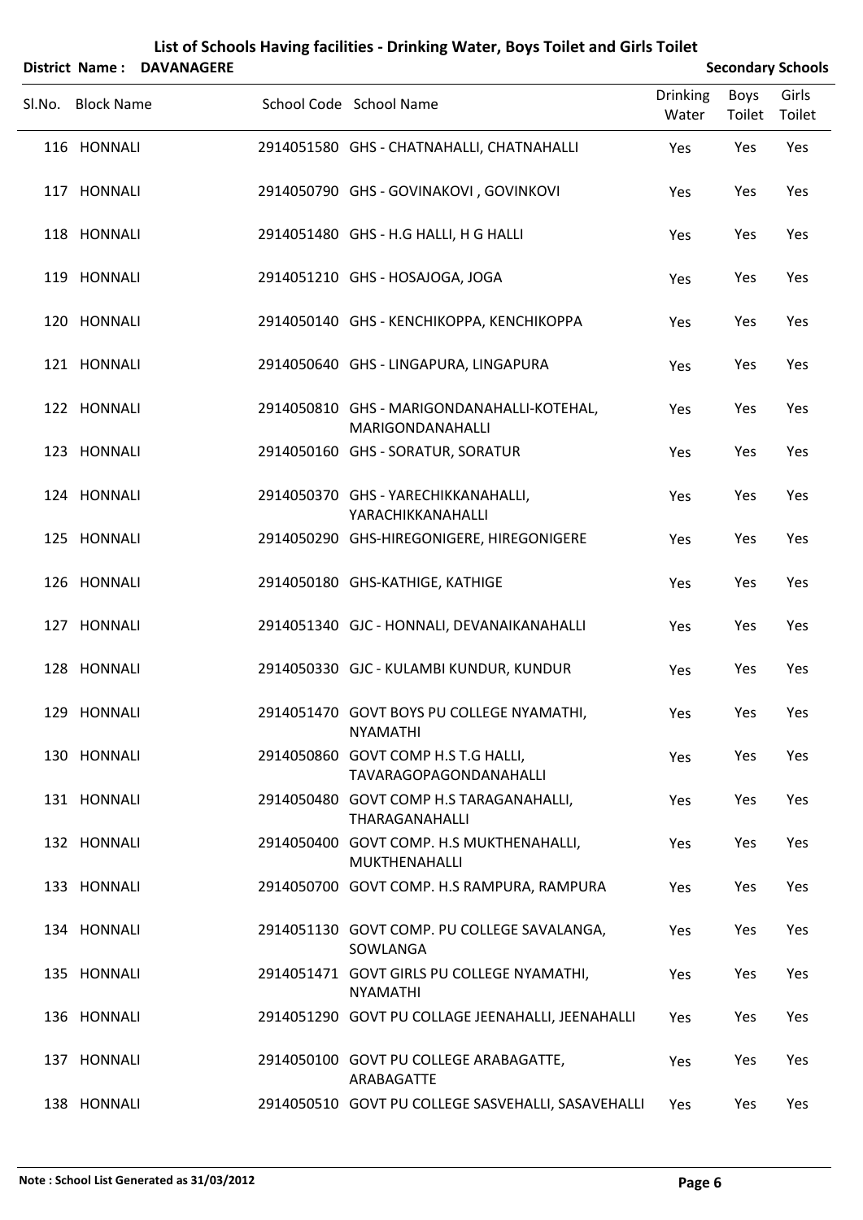# List of Schools Having facilities - Drinking Water, Boys Toilet and Girls Toilet

**District Name : DAVANAGERE** **Secondary Schools**

| Sl.No. | Block Name | School Code | School Name | Drinking Water | Boys Toilet | Girls Toilet |
|---|---|---|---|---|---|---|
| 116 | HONNALI | 2914051580 | GHS - CHATNAHALLI, CHATNAHALLI | Yes | Yes | Yes |
| 117 | HONNALI | 2914050790 | GHS - GOVINAKOVI , GOVINKOVI | Yes | Yes | Yes |
| 118 | HONNALI | 2914051480 | GHS - H.G HALLI, H G HALLI | Yes | Yes | Yes |
| 119 | HONNALI | 2914051210 | GHS - HOSAJOGA, JOGA | Yes | Yes | Yes |
| 120 | HONNALI | 2914050140 | GHS - KENCHIKOPPA, KENCHIKOPPA | Yes | Yes | Yes |
| 121 | HONNALI | 2914050640 | GHS - LINGAPURA, LINGAPURA | Yes | Yes | Yes |
| 122 | HONNALI | 2914050810 | GHS - MARIGONDANAHALLI-KOTEHAL, MARIGONDANAHALLI | Yes | Yes | Yes |
| 123 | HONNALI | 2914050160 | GHS - SORATUR, SORATUR | Yes | Yes | Yes |
| 124 | HONNALI | 2914050370 | GHS - YARECHIKKANAHALLI, YARACHIKKANAHALLI | Yes | Yes | Yes |
| 125 | HONNALI | 2914050290 | GHS-HIREGONIGERE, HIREGONIGERE | Yes | Yes | Yes |
| 126 | HONNALI | 2914050180 | GHS-KATHIGE, KATHIGE | Yes | Yes | Yes |
| 127 | HONNALI | 2914051340 | GJC - HONNALI, DEVANAIKANAHALLI | Yes | Yes | Yes |
| 128 | HONNALI | 2914050330 | GJC - KULAMBI KUNDUR, KUNDUR | Yes | Yes | Yes |
| 129 | HONNALI | 2914051470 | GOVT BOYS PU COLLEGE NYAMATHI, NYAMATHI | Yes | Yes | Yes |
| 130 | HONNALI | 2914050860 | GOVT COMP H.S T.G HALLI, TAVARAGOPAGONDANAHALLI | Yes | Yes | Yes |
| 131 | HONNALI | 2914050480 | GOVT COMP H.S TARAGANAHALLI, THARAGANAHALLI | Yes | Yes | Yes |
| 132 | HONNALI | 2914050400 | GOVT COMP. H.S MUKTHENAHALLI, MUKTHENAHALLI | Yes | Yes | Yes |
| 133 | HONNALI | 2914050700 | GOVT COMP. H.S RAMPURA, RAMPURA | Yes | Yes | Yes |
| 134 | HONNALI | 2914051130 | GOVT COMP. PU COLLEGE SAVALANGA, SOWLANGA | Yes | Yes | Yes |
| 135 | HONNALI | 2914051471 | GOVT GIRLS PU COLLEGE NYAMATHI, NYAMATHI | Yes | Yes | Yes |
| 136 | HONNALI | 2914051290 | GOVT PU COLLAGE JEENAHALLI, JEENAHALLI | Yes | Yes | Yes |
| 137 | HONNALI | 2914050100 | GOVT PU COLLEGE ARABAGATTE, ARABAGATTE | Yes | Yes | Yes |
| 138 | HONNALI | 2914050510 | GOVT PU COLLEGE SASVEHALLI, SASAVEHALLI | Yes | Yes | Yes |

**Note : School List Generated as 31/03/2012**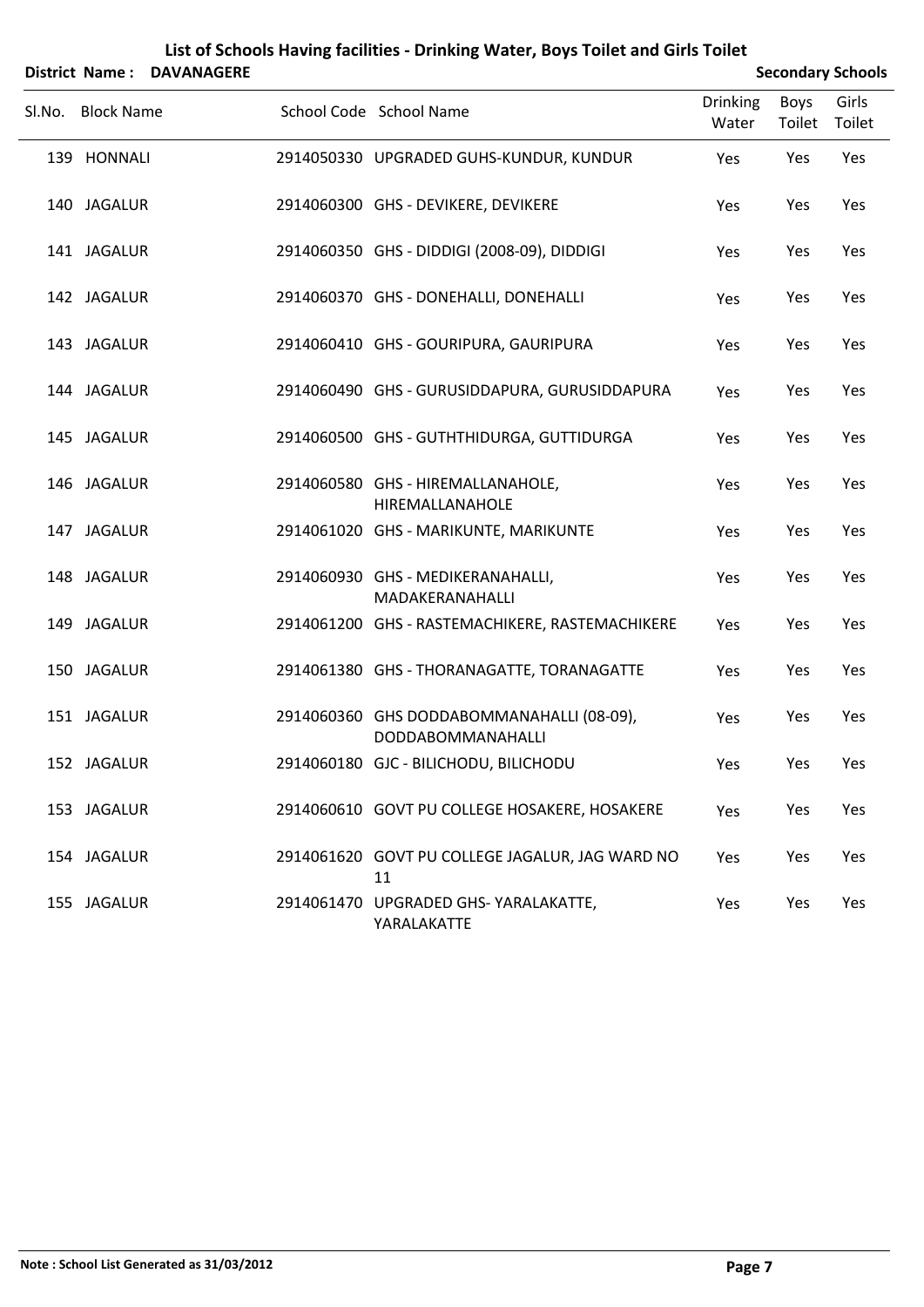# List of Schools Having facilities - Drinking Water, Boys Toilet and Girls Toilet

**District Name : DAVANAGERE** **Secondary Schools**

| Sl.No. | Block Name | School Code | School Name | Drinking Water | Boys Toilet | Girls Toilet |
|---|---|---|---|---|---|---|
| 139 | HONNALI | 2914050330 | UPGRADED GUHS-KUNDUR, KUNDUR | Yes | Yes | Yes |
| 140 | JAGALUR | 2914060300 | GHS - DEVIKERE, DEVIKERE | Yes | Yes | Yes |
| 141 | JAGALUR | 2914060350 | GHS - DIDDIGI (2008-09), DIDDIGI | Yes | Yes | Yes |
| 142 | JAGALUR | 2914060370 | GHS - DONEHALLI, DONEHALLI | Yes | Yes | Yes |
| 143 | JAGALUR | 2914060410 | GHS - GOURIPURA, GAURIPURA | Yes | Yes | Yes |
| 144 | JAGALUR | 2914060490 | GHS - GURUSIDDAPURA, GURUSIDDAPURA | Yes | Yes | Yes |
| 145 | JAGALUR | 2914060500 | GHS - GUTHTHIDURGA, GUTTIDURGA | Yes | Yes | Yes |
| 146 | JAGALUR | 2914060580 | GHS - HIREMALLANAHOLE, HIREMALLANAHOLE | Yes | Yes | Yes |
| 147 | JAGALUR | 2914061020 | GHS - MARIKUNTE, MARIKUNTE | Yes | Yes | Yes |
| 148 | JAGALUR | 2914060930 | GHS - MEDIKERANAHALLI, MADAKERANAHALLI | Yes | Yes | Yes |
| 149 | JAGALUR | 2914061200 | GHS - RASTEMACHIKERE, RASTEMACHIKERE | Yes | Yes | Yes |
| 150 | JAGALUR | 2914061380 | GHS - THORANAGATTE, TORANAGATTE | Yes | Yes | Yes |
| 151 | JAGALUR | 2914060360 | GHS DODDABOMMANAHALLI (08-09), DODDABOMMANAHALLI | Yes | Yes | Yes |
| 152 | JAGALUR | 2914060180 | GJC - BILICHODU, BILICHODU | Yes | Yes | Yes |
| 153 | JAGALUR | 2914060610 | GOVT PU COLLEGE HOSAKERE, HOSAKERE | Yes | Yes | Yes |
| 154 | JAGALUR | 2914061620 | GOVT PU COLLEGE JAGALUR, JAG WARD NO 11 | Yes | Yes | Yes |
| 155 | JAGALUR | 2914061470 | UPGRADED GHS- YARALAKATTE, YARALAKATTE | Yes | Yes | Yes |

**Note : School List Generated as 31/03/2012**